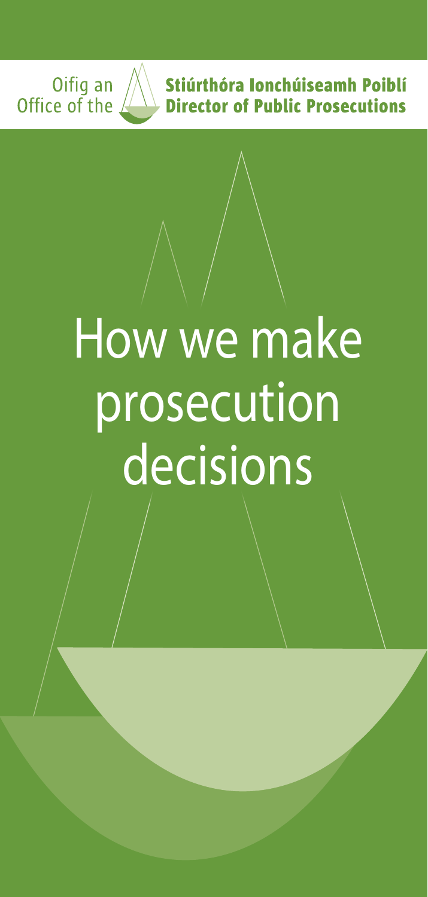Oifig an Stiúrthóra Ionchúiseamh Poiblí
Office of the Director of Public Prosecutions

# How we make prosecution decisions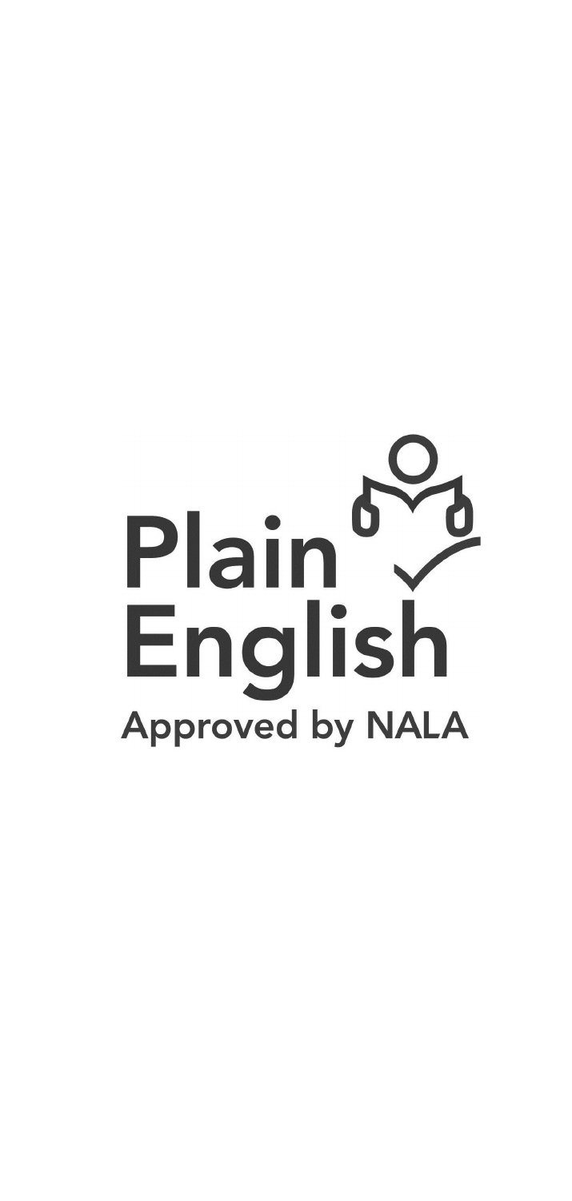Plain English

Approved by NALA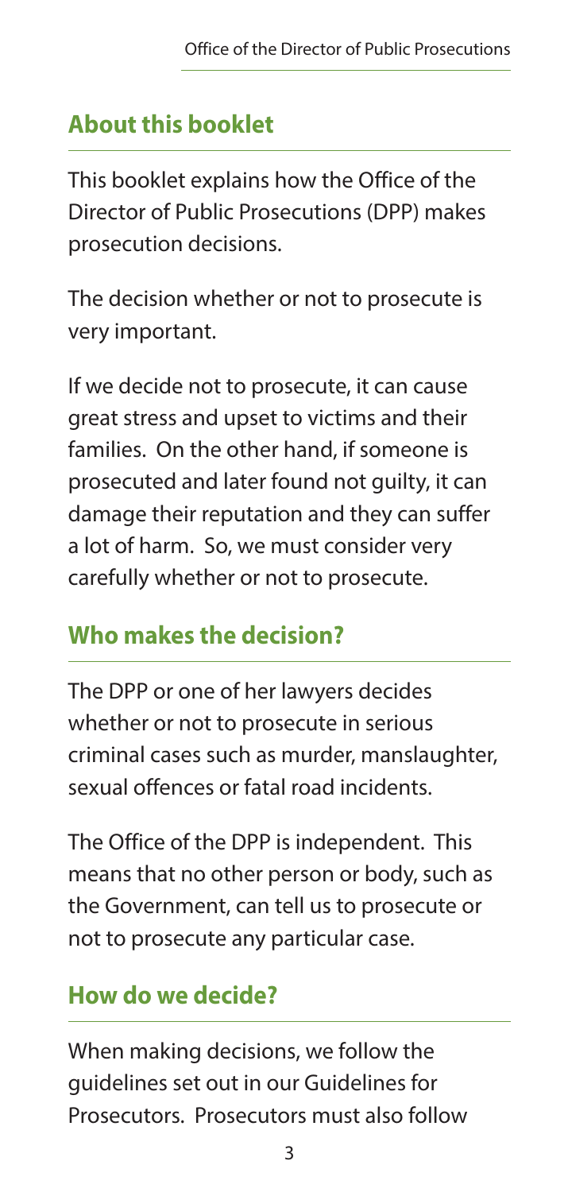## About this booklet

This booklet explains how the Office of the Director of Public Prosecutions (DPP) makes prosecution decisions.

The decision whether or not to prosecute is very important.

If we decide not to prosecute, it can cause great stress and upset to victims and their families. On the other hand, if someone is prosecuted and later found not guilty, it can damage their reputation and they can suffer a lot of harm. So, we must consider very carefully whether or not to prosecute.

## Who makes the decision?

The DPP or one of her lawyers decides whether or not to prosecute in serious criminal cases such as murder, manslaughter, sexual offences or fatal road incidents.

The Office of the DPP is independent. This means that no other person or body, such as the Government, can tell us to prosecute or not to prosecute any particular case.

## How do we decide?

When making decisions, we follow the guidelines set out in our Guidelines for Prosecutors. Prosecutors must also follow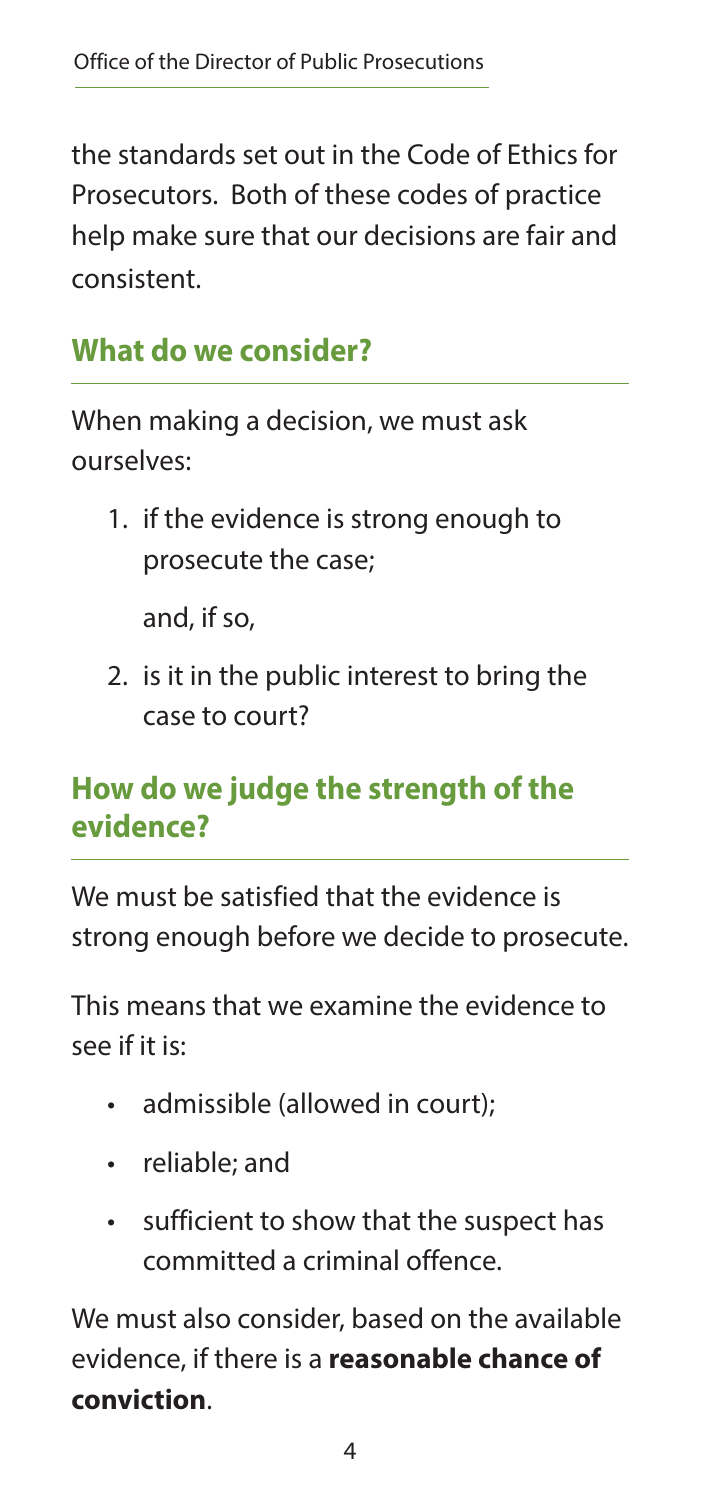the standards set out in the Code of Ethics for Prosecutors. Both of these codes of practice help make sure that our decisions are fair and consistent.

## What do we consider?

When making a decision, we must ask ourselves:

1. if the evidence is strong enough to prosecute the case;

   and, if so,

2. is it in the public interest to bring the case to court?

## How do we judge the strength of the evidence?

We must be satisfied that the evidence is strong enough before we decide to prosecute.

This means that we examine the evidence to see if it is:

- admissible (allowed in court);
- reliable; and
- sufficient to show that the suspect has committed a criminal offence.

We must also consider, based on the available evidence, if there is a **reasonable chance of conviction**.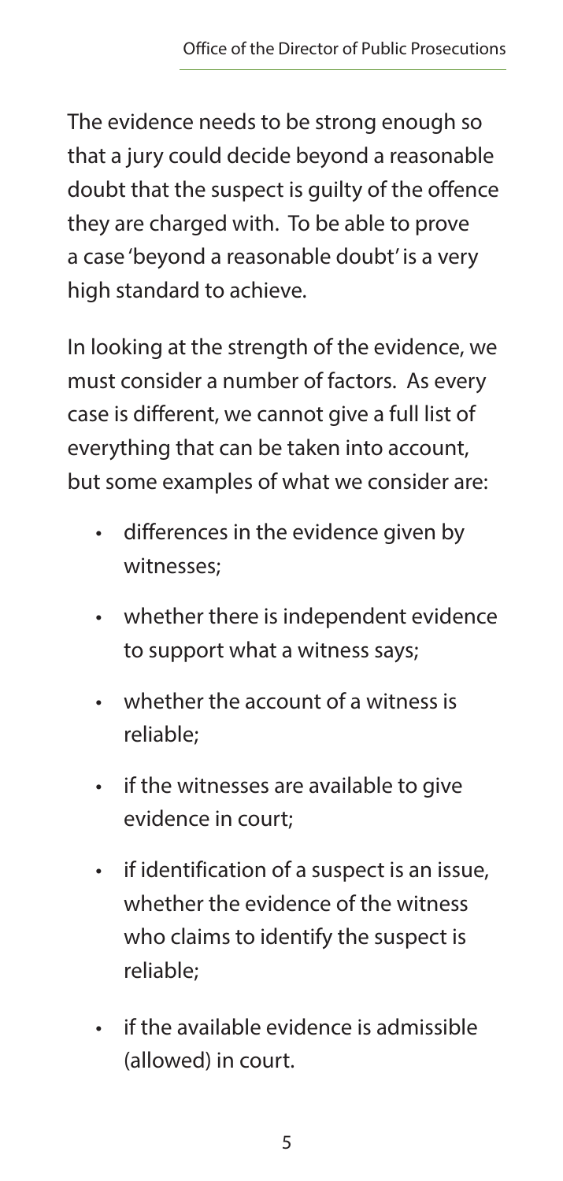The evidence needs to be strong enough so that a jury could decide beyond a reasonable doubt that the suspect is guilty of the offence they are charged with. To be able to prove a case 'beyond a reasonable doubt' is a very high standard to achieve.

In looking at the strength of the evidence, we must consider a number of factors. As every case is different, we cannot give a full list of everything that can be taken into account, but some examples of what we consider are:

- differences in the evidence given by witnesses;
- whether there is independent evidence to support what a witness says;
- whether the account of a witness is reliable;
- if the witnesses are available to give evidence in court;
- if identification of a suspect is an issue, whether the evidence of the witness who claims to identify the suspect is reliable;
- if the available evidence is admissible (allowed) in court.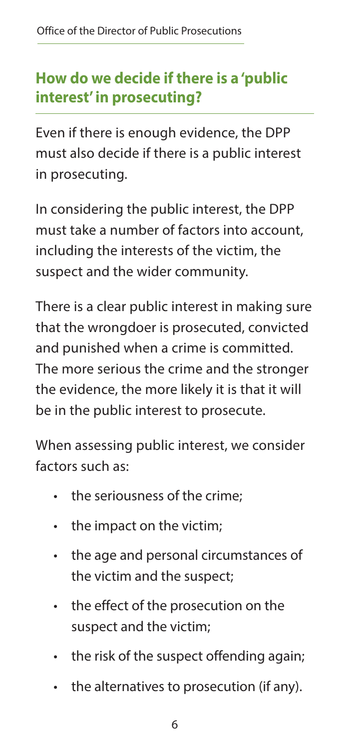## How do we decide if there is a 'public interest' in prosecuting?

Even if there is enough evidence, the DPP must also decide if there is a public interest in prosecuting.

In considering the public interest, the DPP must take a number of factors into account, including the interests of the victim, the suspect and the wider community.

There is a clear public interest in making sure that the wrongdoer is prosecuted, convicted and punished when a crime is committed. The more serious the crime and the stronger the evidence, the more likely it is that it will be in the public interest to prosecute.

When assessing public interest, we consider factors such as:

- the seriousness of the crime;
- the impact on the victim;
- the age and personal circumstances of the victim and the suspect;
- the effect of the prosecution on the suspect and the victim;
- the risk of the suspect offending again;
- the alternatives to prosecution (if any).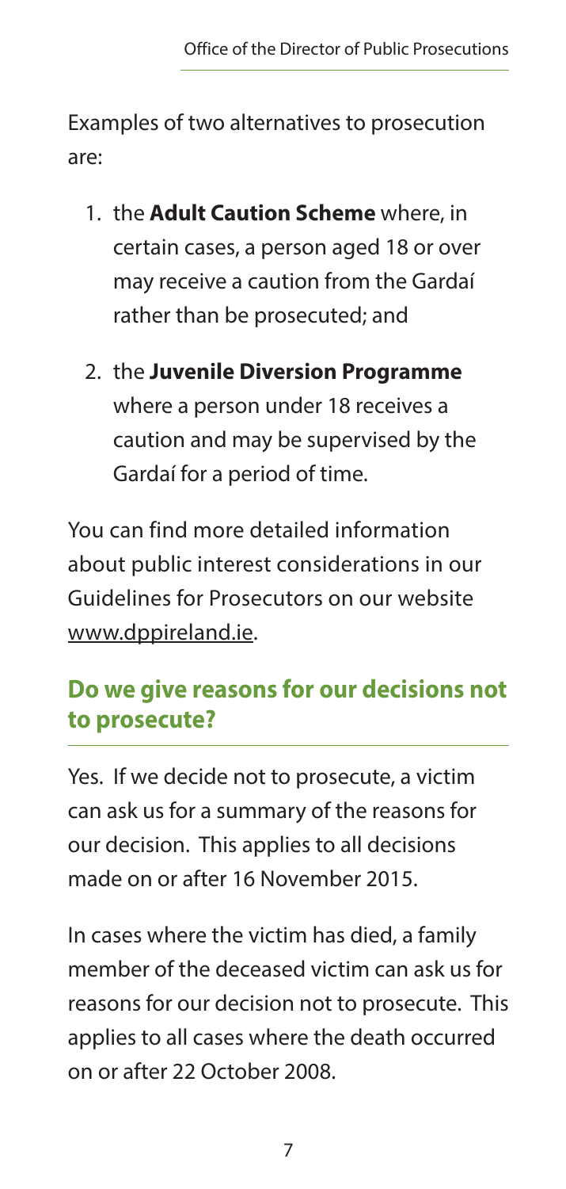Examples of two alternatives to prosecution are:

1. the **Adult Caution Scheme** where, in certain cases, a person aged 18 or over may receive a caution from the Gardaí rather than be prosecuted; and
2. the **Juvenile Diversion Programme** where a person under 18 receives a caution and may be supervised by the Gardaí for a period of time.

You can find more detailed information about public interest considerations in our Guidelines for Prosecutors on our website www.dppireland.ie.

## Do we give reasons for our decisions not to prosecute?

Yes. If we decide not to prosecute, a victim can ask us for a summary of the reasons for our decision. This applies to all decisions made on or after 16 November 2015.

In cases where the victim has died, a family member of the deceased victim can ask us for reasons for our decision not to prosecute. This applies to all cases where the death occurred on or after 22 October 2008.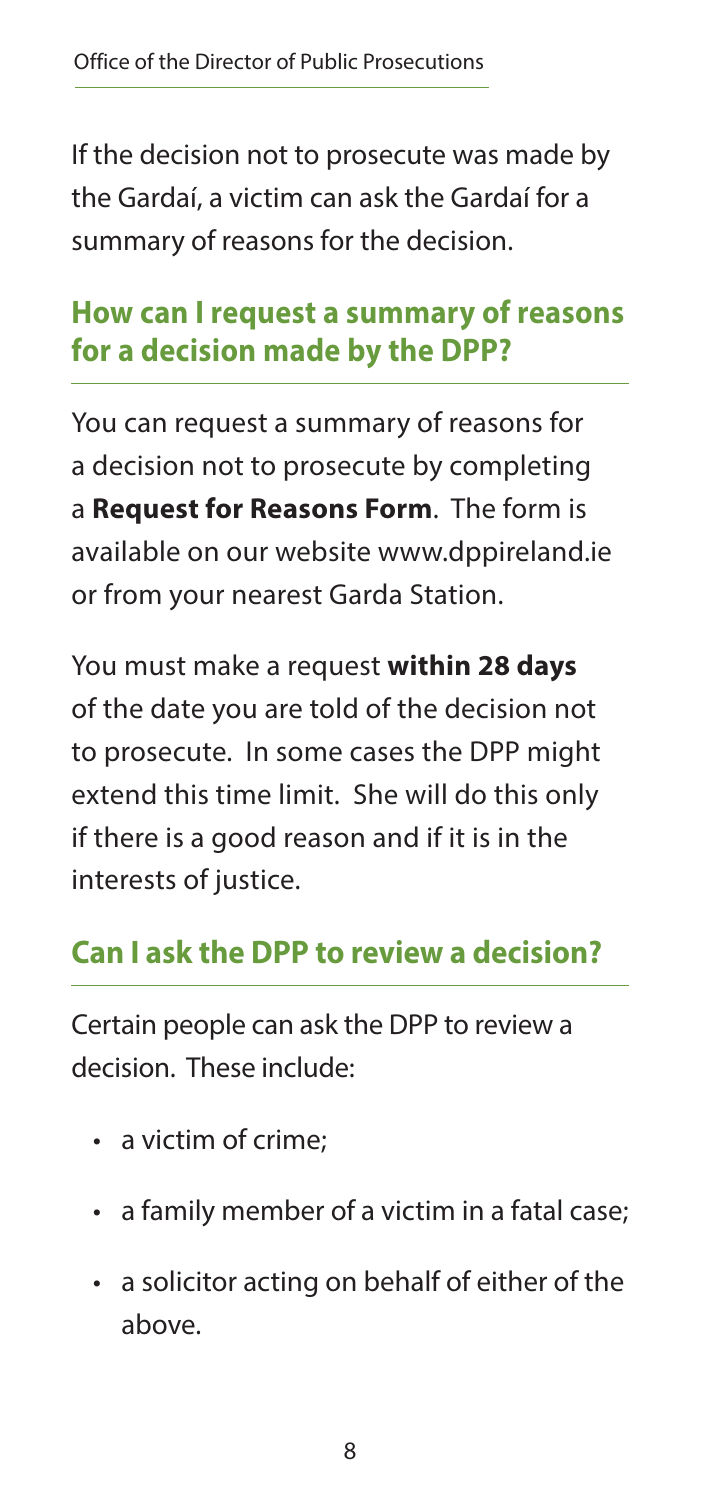If the decision not to prosecute was made by the Gardaí, a victim can ask the Gardaí for a summary of reasons for the decision.

## How can I request a summary of reasons for a decision made by the DPP?

You can request a summary of reasons for a decision not to prosecute by completing a **Request for Reasons Form**. The form is available on our website www.dppireland.ie or from your nearest Garda Station.

You must make a request **within 28 days** of the date you are told of the decision not to prosecute. In some cases the DPP might extend this time limit. She will do this only if there is a good reason and if it is in the interests of justice.

## Can I ask the DPP to review a decision?

Certain people can ask the DPP to review a decision. These include:

- a victim of crime;
- a family member of a victim in a fatal case;
- a solicitor acting on behalf of either of the above.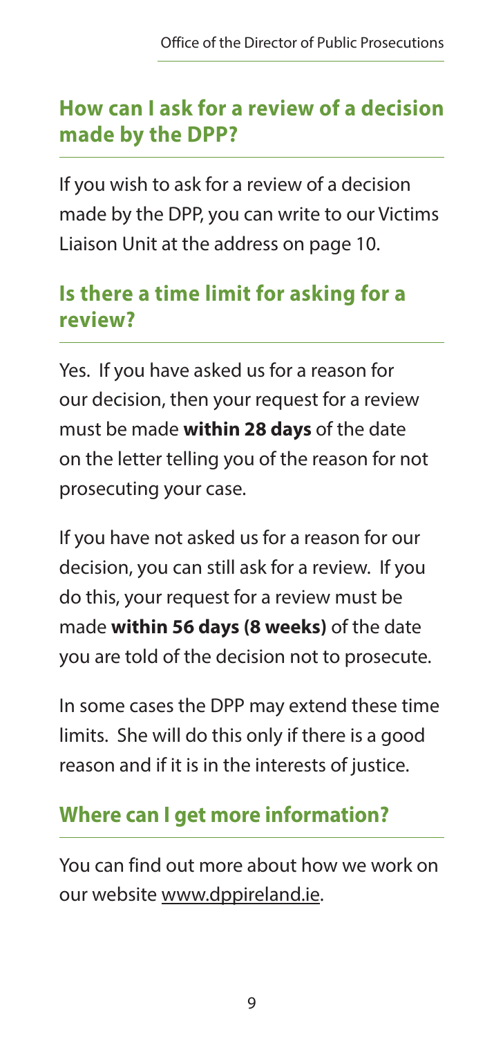## How can I ask for a review of a decision made by the DPP?

If you wish to ask for a review of a decision made by the DPP, you can write to our Victims Liaison Unit at the address on page 10.

## Is there a time limit for asking for a review?

Yes. If you have asked us for a reason for our decision, then your request for a review must be made **within 28 days** of the date on the letter telling you of the reason for not prosecuting your case.

If you have not asked us for a reason for our decision, you can still ask for a review. If you do this, your request for a review must be made **within 56 days (8 weeks)** of the date you are told of the decision not to prosecute.

In some cases the DPP may extend these time limits. She will do this only if there is a good reason and if it is in the interests of justice.

## Where can I get more information?

You can find out more about how we work on our website www.dppireland.ie.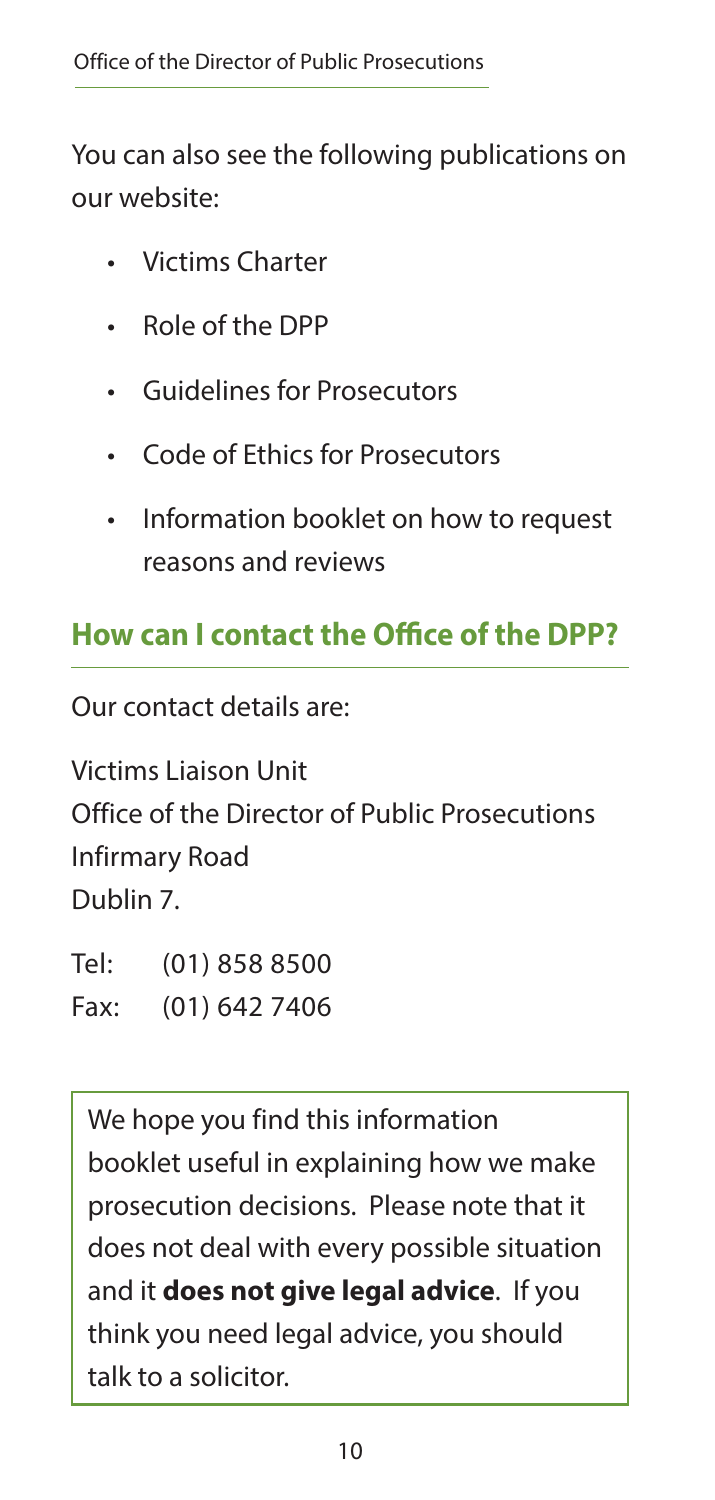You can also see the following publications on our website:

- Victims Charter
- Role of the DPP
- Guidelines for Prosecutors
- Code of Ethics for Prosecutors
- Information booklet on how to request reasons and reviews

## How can I contact the Office of the DPP?

Our contact details are:

Victims Liaison Unit
Office of the Director of Public Prosecutions
Infirmary Road
Dublin 7.

Tel: (01) 858 8500
Fax: (01) 642 7406

We hope you find this information booklet useful in explaining how we make prosecution decisions. Please note that it does not deal with every possible situation and it **does not give legal advice**. If you think you need legal advice, you should talk to a solicitor.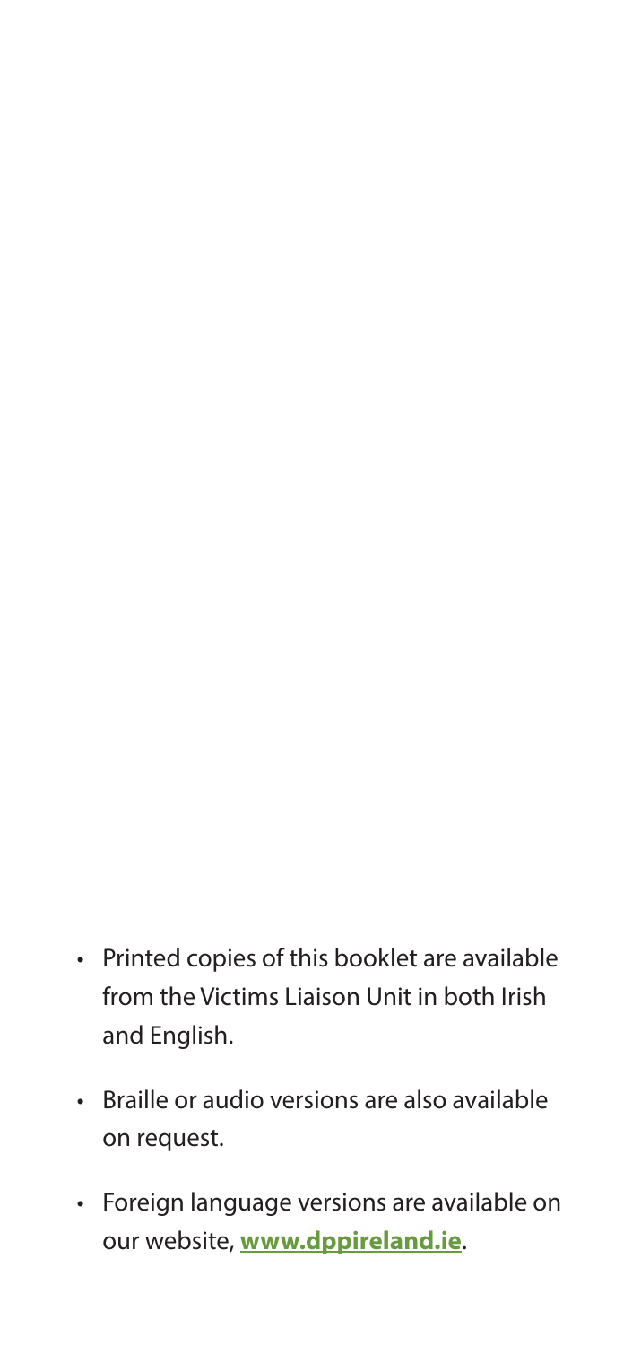- Printed copies of this booklet are available from the Victims Liaison Unit in both Irish and English.

- Braille or audio versions are also available on request.

- Foreign language versions are available on our website, **www.dppireland.ie**.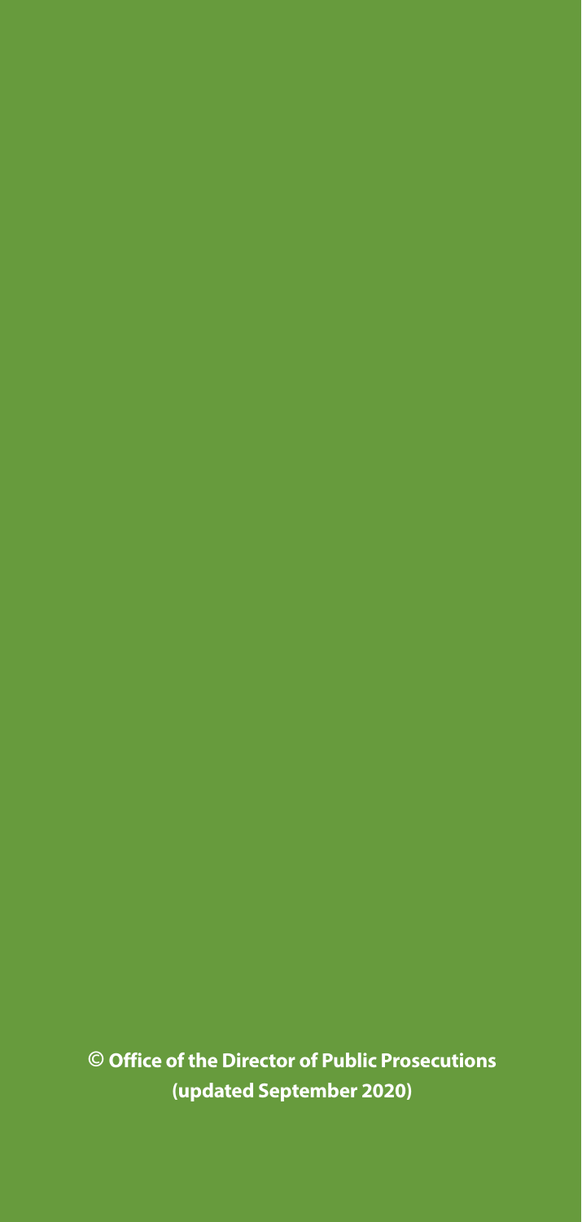**© Office of the Director of Public Prosecutions**
**(updated September 2020)**